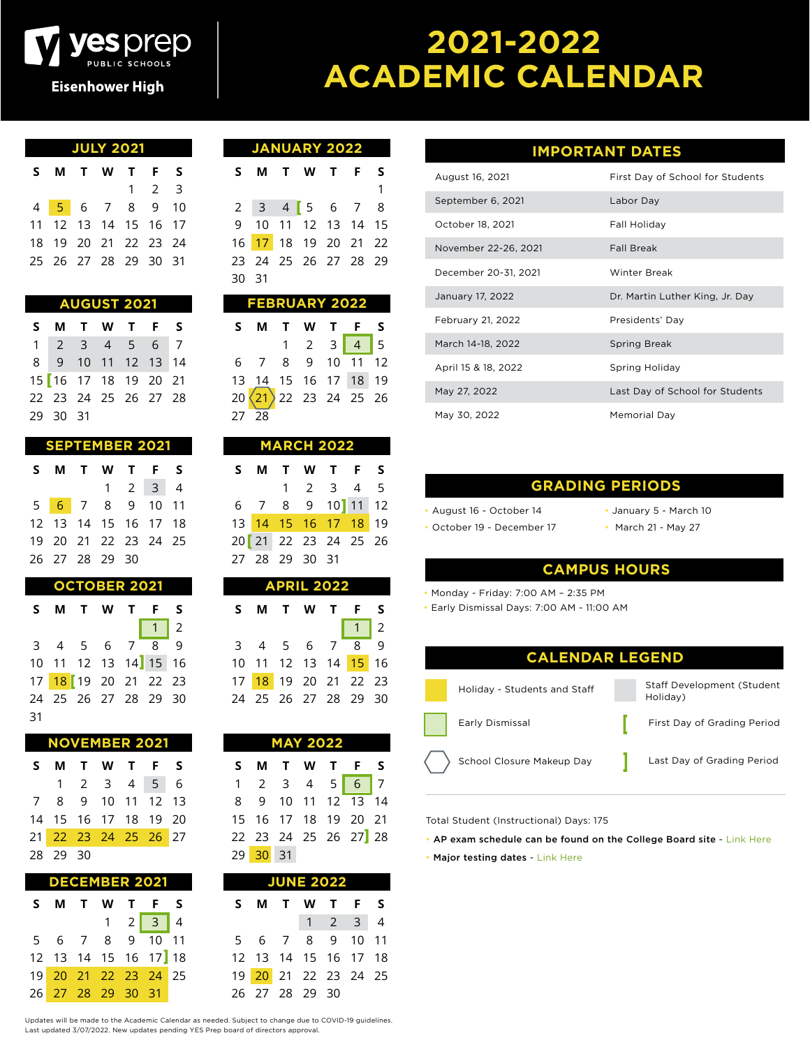# yes prep PUBLIC SCHOOLS

**Eisenhower High**

# 2021-2022 ACADEMIC CALENDAR

## JULY 2021

| S | M | T | W | T | F | S |
|---|---|---|---|---|---|---|
| | | | | 1 | 2 | 3 |
| 4 | 5 | 6 | 7 | 8 | 9 | 10 |
| 11 | 12 | 13 | 14 | 15 | 16 | 17 |
| 18 | 19 | 20 | 21 | 22 | 23 | 24 |
| 25 | 26 | 27 | 28 | 29 | 30 | 31 |

## AUGUST 2021

| S | M | T | W | T | F | S |
|---|---|---|---|---|---|---|
| 1 | 2 | 3 | 4 | 5 | 6 | 7 |
| 8 | 9 | 10 | 11 | 12 | 13 | 14 |
| 15 | [16 | 17 | 18 | 19 | 20 | 21 |
| 22 | 23 | 24 | 25 | 26 | 27 | 28 |
| 29 | 30 | 31 | | | | |

## SEPTEMBER 2021

| S | M | T | W | T | F | S |
|---|---|---|---|---|---|---|
| | | | 1 | 2 | 3 | 4 |
| 5 | 6 | 7 | 8 | 9 | 10 | 11 |
| 12 | 13 | 14 | 15 | 16 | 17 | 18 |
| 19 | 20 | 21 | 22 | 23 | 24 | 25 |
| 26 | 27 | 28 | 29 | 30 | | |

## OCTOBER 2021

| S | M | T | W | T | F | S |
|---|---|---|---|---|---|---|
| | | | | | 1 | 2 |
| 3 | 4 | 5 | 6 | 7 | 8 | 9 |
| 10 | 11 | 12 | 13 | 14] | 15 | 16 |
| 17 | 18 | [19 | 20 | 21 | 22 | 23 |
| 24 | 25 | 26 | 27 | 28 | 29 | 30 |
| 31 | | | | | | |

## NOVEMBER 2021

| S | M | T | W | T | F | S |
|---|---|---|---|---|---|---|
| | 1 | 2 | 3 | 4 | 5 | 6 |
| 7 | 8 | 9 | 10 | 11 | 12 | 13 |
| 14 | 15 | 16 | 17 | 18 | 19 | 20 |
| 21 | 22 | 23 | 24 | 25 | 26 | 27 |
| 28 | 29 | 30 | | | | |

## DECEMBER 2021

| S | M | T | W | T | F | S |
|---|---|---|---|---|---|---|
| | | | 1 | 2 | 3 | 4 |
| 5 | 6 | 7 | 8 | 9 | 10 | 11 |
| 12 | 13 | 14 | 15 | 16 | 17] | 18 |
| 19 | 20 | 21 | 22 | 23 | 24 | 25 |
| 26 | 27 | 28 | 29 | 30 | 31 | |

## JANUARY 2022

| S | M | T | W | T | F | S |
|---|---|---|---|---|---|---|
| | | | | | | 1 |
| 2 | 3 | 4 | [5 | 6 | 7 | 8 |
| 9 | 10 | 11 | 12 | 13 | 14 | 15 |
| 16 | 17 | 18 | 19 | 20 | 21 | 22 |
| 23 | 24 | 25 | 26 | 27 | 28 | 29 |
| 30 | 31 | | | | | |

## FEBRUARY 2022

| S | M | T | W | T | F | S |
|---|---|---|---|---|---|---|
| | | 1 | 2 | 3 | 4 | 5 |
| 6 | 7 | 8 | 9 | 10 | 11 | 12 |
| 13 | 14 | 15 | 16 | 17 | 18 | 19 |
| 20 | 21 | 22 | 23 | 24 | 25 | 26 |
| 27 | 28 | | | | | |

## MARCH 2022

| S | M | T | W | T | F | S |
|---|---|---|---|---|---|---|
| | | 1 | 2 | 3 | 4 | 5 |
| 6 | 7 | 8 | 9 | 10] | 11 | 12 |
| 13 | 14 | 15 | 16 | 17 | 18 | 19 |
| 20 | [21 | 22 | 23 | 24 | 25 | 26 |
| 27 | 28 | 29 | 30 | 31 | | |

## APRIL 2022

| S | M | T | W | T | F | S |
|---|---|---|---|---|---|---|
| | | | | | 1 | 2 |
| 3 | 4 | 5 | 6 | 7 | 8 | 9 |
| 10 | 11 | 12 | 13 | 14 | 15 | 16 |
| 17 | 18 | 19 | 20 | 21 | 22 | 23 |
| 24 | 25 | 26 | 27 | 28 | 29 | 30 |

## MAY 2022

| S | M | T | W | T | F | S |
|---|---|---|---|---|---|---|
| 1 | 2 | 3 | 4 | 5 | 6 | 7 |
| 8 | 9 | 10 | 11 | 12 | 13 | 14 |
| 15 | 16 | 17 | 18 | 19 | 20 | 21 |
| 22 | 23 | 24 | 25 | 26 | 27] | 28 |
| 29 | 30 | 31 | | | | |

## JUNE 2022

| S | M | T | W | T | F | S |
|---|---|---|---|---|---|---|
| | | | 1 | 2 | 3 | 4 |
| 5 | 6 | 7 | 8 | 9 | 10 | 11 |
| 12 | 13 | 14 | 15 | 16 | 17 | 18 |
| 19 | 20 | 21 | 22 | 23 | 24 | 25 |
| 26 | 27 | 28 | 29 | 30 | | |

## IMPORTANT DATES

| Date | Event |
|---|---|
| August 16, 2021 | First Day of School for Students |
| September 6, 2021 | Labor Day |
| October 18, 2021 | Fall Holiday |
| November 22-26, 2021 | Fall Break |
| December 20-31, 2021 | Winter Break |
| January 17, 2022 | Dr. Martin Luther King, Jr. Day |
| February 21, 2022 | Presidents' Day |
| March 14-18, 2022 | Spring Break |
| April 15 & 18, 2022 | Spring Holiday |
| May 27, 2022 | Last Day of School for Students |
| May 30, 2022 | Memorial Day |

## GRADING PERIODS

- August 16 - October 14
- October 19 - December 17
- January 5 - March 10
- March 21 - May 27

## CAMPUS HOURS

- Monday - Friday: 7:00 AM – 2:35 PM
- Early Dismissal Days: 7:00 AM - 11:00 AM

## CALENDAR LEGEND

- Holiday - Students and Staff
- Staff Development (Student Holiday)
- Early Dismissal
- [ First Day of Grading Period
- School Closure Makeup Day
- ] Last Day of Grading Period

Total Student (Instructional) Days: 175

- **AP exam schedule can be found on the College Board site** - Link Here
- **Major testing dates** - Link Here

Updates will be made to the Academic Calendar as needed. Subject to change due to COVID-19 guidelines.
Last updated 3/07/2022. New updates pending YES Prep board of directors approval.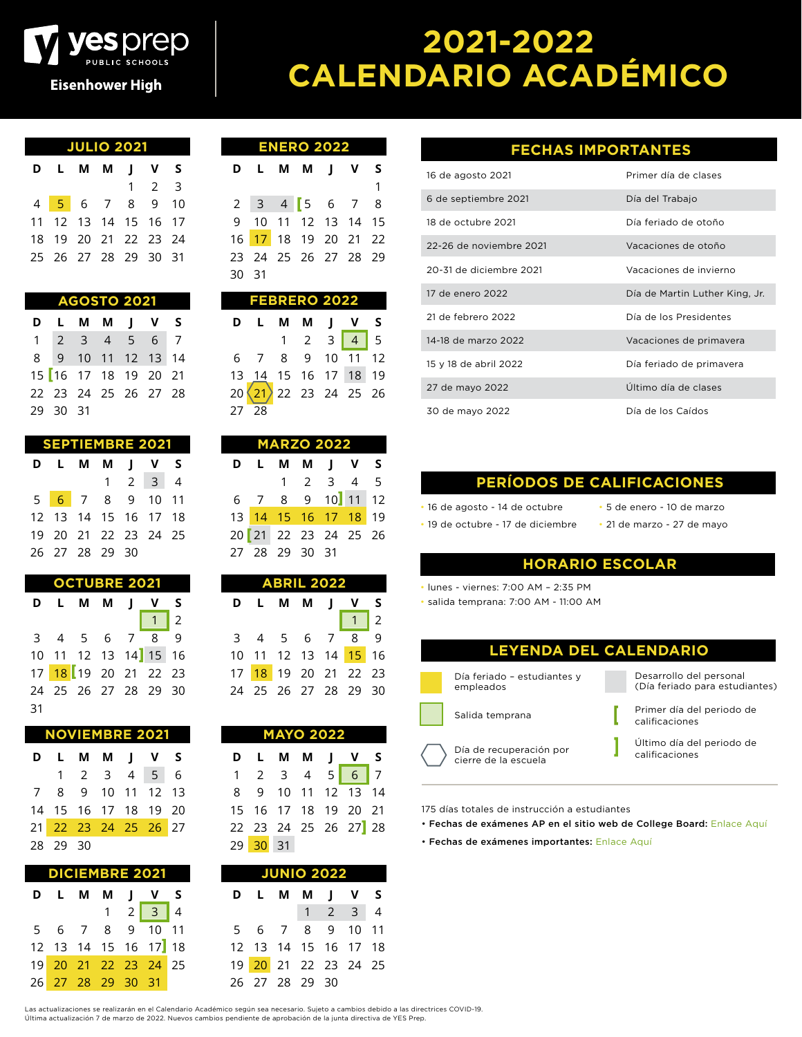# 2021-2022 CALENDARIO ACADÉMICO

yes prep PUBLIC SCHOOLS
Eisenhower High

## JULIO 2021

| D | L | M | M | J | V | S |
|---|---|---|---|---|---|---|
| | | | | 1 | 2 | 3 |
| 4 | 5 | 6 | 7 | 8 | 9 | 10 |
| 11 | 12 | 13 | 14 | 15 | 16 | 17 |
| 18 | 19 | 20 | 21 | 22 | 23 | 24 |
| 25 | 26 | 27 | 28 | 29 | 30 | 31 |

## AGOSTO 2021

| D | L | M | M | J | V | S |
|---|---|---|---|---|---|---|
| 1 | 2 | 3 | 4 | 5 | 6 | 7 |
| 8 | 9 | 10 | 11 | 12 | 13 | 14 |
| 15 | [16 | 17 | 18 | 19 | 20 | 21 |
| 22 | 23 | 24 | 25 | 26 | 27 | 28 |
| 29 | 30 | 31 | | | | |

## SEPTIEMBRE 2021

| D | L | M | M | J | V | S |
|---|---|---|---|---|---|---|
| | | | 1 | 2 | 3 | 4 |
| 5 | 6 | 7 | 8 | 9 | 10 | 11 |
| 12 | 13 | 14 | 15 | 16 | 17 | 18 |
| 19 | 20 | 21 | 22 | 23 | 24 | 25 |
| 26 | 27 | 28 | 29 | 30 | | |

## OCTUBRE 2021

| D | L | M | M | J | V | S |
|---|---|---|---|---|---|---|
| | | | | | 1 | 2 |
| 3 | 4 | 5 | 6 | 7 | 8 | 9 |
| 10 | 11 | 12 | 13 | 14] | 15 | 16 |
| 17 | 18 | [19 | 20 | 21 | 22 | 23 |
| 24 | 25 | 26 | 27 | 28 | 29 | 30 |
| 31 | | | | | | |

## NOVIEMBRE 2021

| D | L | M | M | J | V | S |
|---|---|---|---|---|---|---|
| | 1 | 2 | 3 | 4 | 5 | 6 |
| 7 | 8 | 9 | 10 | 11 | 12 | 13 |
| 14 | 15 | 16 | 17 | 18 | 19 | 20 |
| 21 | 22 | 23 | 24 | 25 | 26 | 27 |
| 28 | 29 | 30 | | | | |

## DICIEMBRE 2021

| D | L | M | M | J | V | S |
|---|---|---|---|---|---|---|
| | | | 1 | 2 | 3 | 4 |
| 5 | 6 | 7 | 8 | 9 | 10 | 11 |
| 12 | 13 | 14 | 15 | 16 | 17] | 18 |
| 19 | 20 | 21 | 22 | 23 | 24 | 25 |
| 26 | 27 | 28 | 29 | 30 | 31 | |

## ENERO 2022

| D | L | M | M | J | V | S |
|---|---|---|---|---|---|---|
| | | | | | | 1 |
| 2 | 3 | 4 | [5 | 6 | 7 | 8 |
| 9 | 10 | 11 | 12 | 13 | 14 | 15 |
| 16 | 17 | 18 | 19 | 20 | 21 | 22 |
| 23 | 24 | 25 | 26 | 27 | 28 | 29 |
| 30 | 31 | | | | | |

## FEBRERO 2022

| D | L | M | M | J | V | S |
|---|---|---|---|---|---|---|
| | | 1 | 2 | 3 | 4 | 5 |
| 6 | 7 | 8 | 9 | 10 | 11 | 12 |
| 13 | 14 | 15 | 16 | 17 | 18 | 19 |
| 20 | 21 | 22 | 23 | 24 | 25 | 26 |
| 27 | 28 | | | | | |

## MARZO 2022

| D | L | M | M | J | V | S |
|---|---|---|---|---|---|---|
| | | 1 | 2 | 3 | 4 | 5 |
| 6 | 7 | 8 | 9 | 10] | 11 | 12 |
| 13 | 14 | 15 | 16 | 17 | 18 | 19 |
| 20 | [21 | 22 | 23 | 24 | 25 | 26 |
| 27 | 28 | 29 | 30 | 31 | | |

## ABRIL 2022

| D | L | M | M | J | V | S |
|---|---|---|---|---|---|---|
| | | | | | 1 | 2 |
| 3 | 4 | 5 | 6 | 7 | 8 | 9 |
| 10 | 11 | 12 | 13 | 14 | 15 | 16 |
| 17 | 18 | 19 | 20 | 21 | 22 | 23 |
| 24 | 25 | 26 | 27 | 28 | 29 | 30 |

## MAYO 2022

| D | L | M | M | J | V | S |
|---|---|---|---|---|---|---|
| 1 | 2 | 3 | 4 | 5 | 6 | 7 |
| 8 | 9 | 10 | 11 | 12 | 13 | 14 |
| 15 | 16 | 17 | 18 | 19 | 20 | 21 |
| 22 | 23 | 24 | 25 | 26 | 27] | 28 |
| 29 | 30 | 31 | | | | |

## JUNIO 2022

| D | L | M | M | J | V | S |
|---|---|---|---|---|---|---|
| | | | 1 | 2 | 3 | 4 |
| 5 | 6 | 7 | 8 | 9 | 10 | 11 |
| 12 | 13 | 14 | 15 | 16 | 17 | 18 |
| 19 | 20 | 21 | 22 | 23 | 24 | 25 |
| 26 | 27 | 28 | 29 | 30 | | |

## FECHAS IMPORTANTES

| | |
|---|---|
| 16 de agosto 2021 | Primer día de clases |
| 6 de septiembre 2021 | Día del Trabajo |
| 18 de octubre 2021 | Día feriado de otoño |
| 22-26 de noviembre 2021 | Vacaciones de otoño |
| 20-31 de diciembre 2021 | Vacaciones de invierno |
| 17 de enero 2022 | Día de Martin Luther King, Jr. |
| 21 de febrero 2022 | Día de los Presidentes |
| 14-18 de marzo 2022 | Vacaciones de primavera |
| 15 y 18 de abril 2022 | Día feriado de primavera |
| 27 de mayo 2022 | Último día de clases |
| 30 de mayo 2022 | Día de los Caídos |

## PERÍODOS DE CALIFICACIONES

- 16 de agosto - 14 de octubre
- 19 de octubre - 17 de diciembre
- 5 de enero - 10 de marzo
- 21 de marzo - 27 de mayo

## HORARIO ESCOLAR

- lunes - viernes: 7:00 AM – 2:35 PM
- salida temprana: 7:00 AM – 11:00 AM

## LEYENDA DEL CALENDARIO

- Día feriado – estudiantes y empleados
- Desarrollo del personal (Día feriado para estudiantes)
- Salida temprana
- [ Primer día del periodo de calificaciones
- Día de recuperación por cierre de la escuela
- ] Último día del periodo de calificaciones

175 días totales de instrucción a estudiantes

- **Fechas de exámenes AP en el sitio web de College Board:** Enlace Aquí
- **Fechas de exámenes importantes:** Enlace Aquí

Las actualizaciones se realizarán en el Calendario Académico según sea necesario. Sujeto a cambios debido a las directrices COVID-19.
Última actualización 7 de marzo de 2022. Nuevos cambios pendiente de aprobación de la junta directiva de YES Prep.